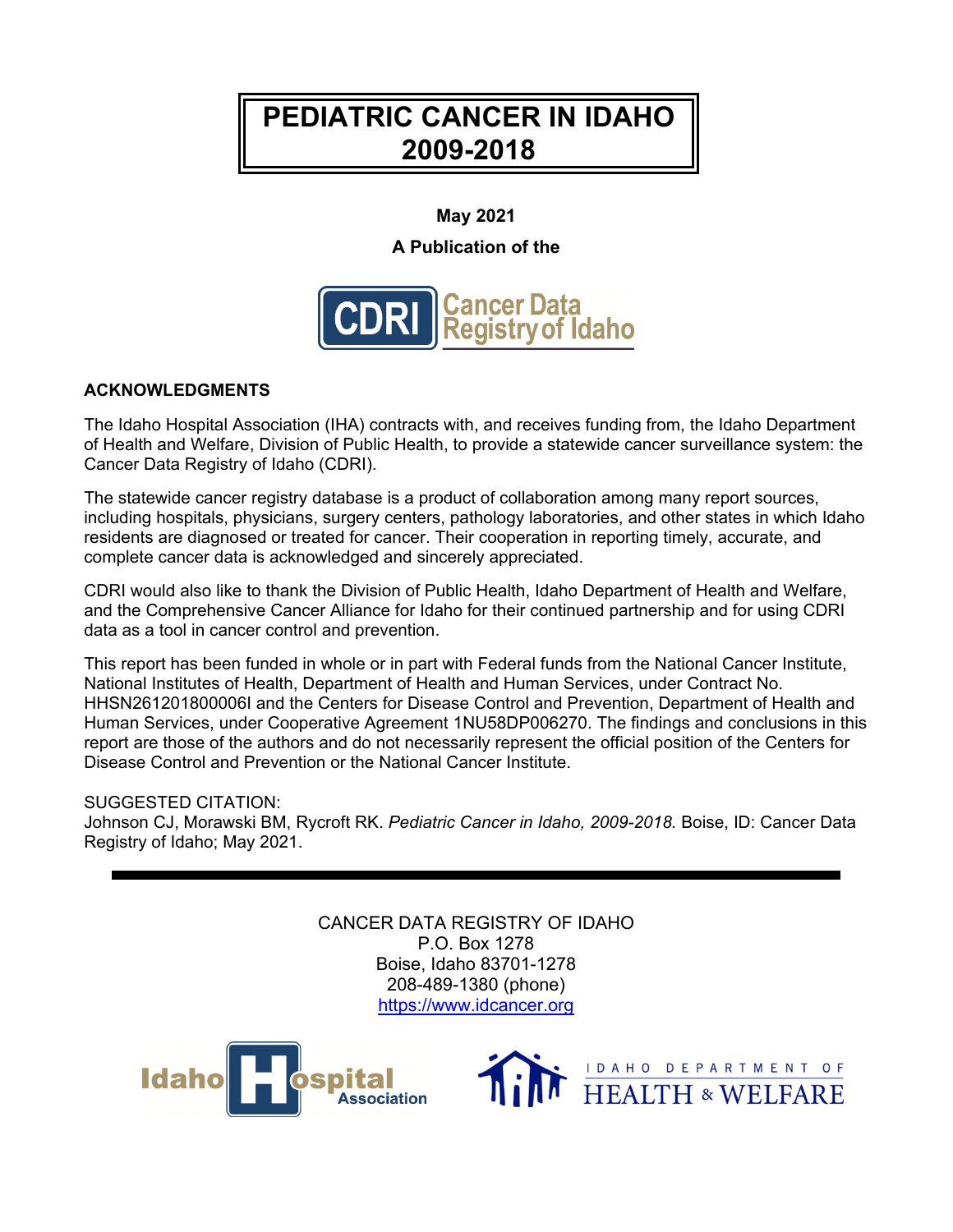# PEDIATRIC CANCER IN IDAHO 2009-2018

**May 2021**

**A Publication of the**

CDRI Cancer Data Registry of Idaho

## ACKNOWLEDGMENTS

The Idaho Hospital Association (IHA) contracts with, and receives funding from, the Idaho Department of Health and Welfare, Division of Public Health, to provide a statewide cancer surveillance system: the Cancer Data Registry of Idaho (CDRI).

The statewide cancer registry database is a product of collaboration among many report sources, including hospitals, physicians, surgery centers, pathology laboratories, and other states in which Idaho residents are diagnosed or treated for cancer. Their cooperation in reporting timely, accurate, and complete cancer data is acknowledged and sincerely appreciated.

CDRI would also like to thank the Division of Public Health, Idaho Department of Health and Welfare, and the Comprehensive Cancer Alliance for Idaho for their continued partnership and for using CDRI data as a tool in cancer control and prevention.

This report has been funded in whole or in part with Federal funds from the National Cancer Institute, National Institutes of Health, Department of Health and Human Services, under Contract No. HHSN261201800006I and the Centers for Disease Control and Prevention, Department of Health and Human Services, under Cooperative Agreement 1NU58DP006270. The findings and conclusions in this report are those of the authors and do not necessarily represent the official position of the Centers for Disease Control and Prevention or the National Cancer Institute.

SUGGESTED CITATION:
Johnson CJ, Morawski BM, Rycroft RK. *Pediatric Cancer in Idaho, 2009-2018.* Boise, ID: Cancer Data Registry of Idaho; May 2021.

---

CANCER DATA REGISTRY OF IDAHO
P.O. Box 1278
Boise, Idaho 83701-1278
208-489-1380 (phone)
https://www.idcancer.org

Idaho Hospital Association

IDAHO DEPARTMENT OF HEALTH & WELFARE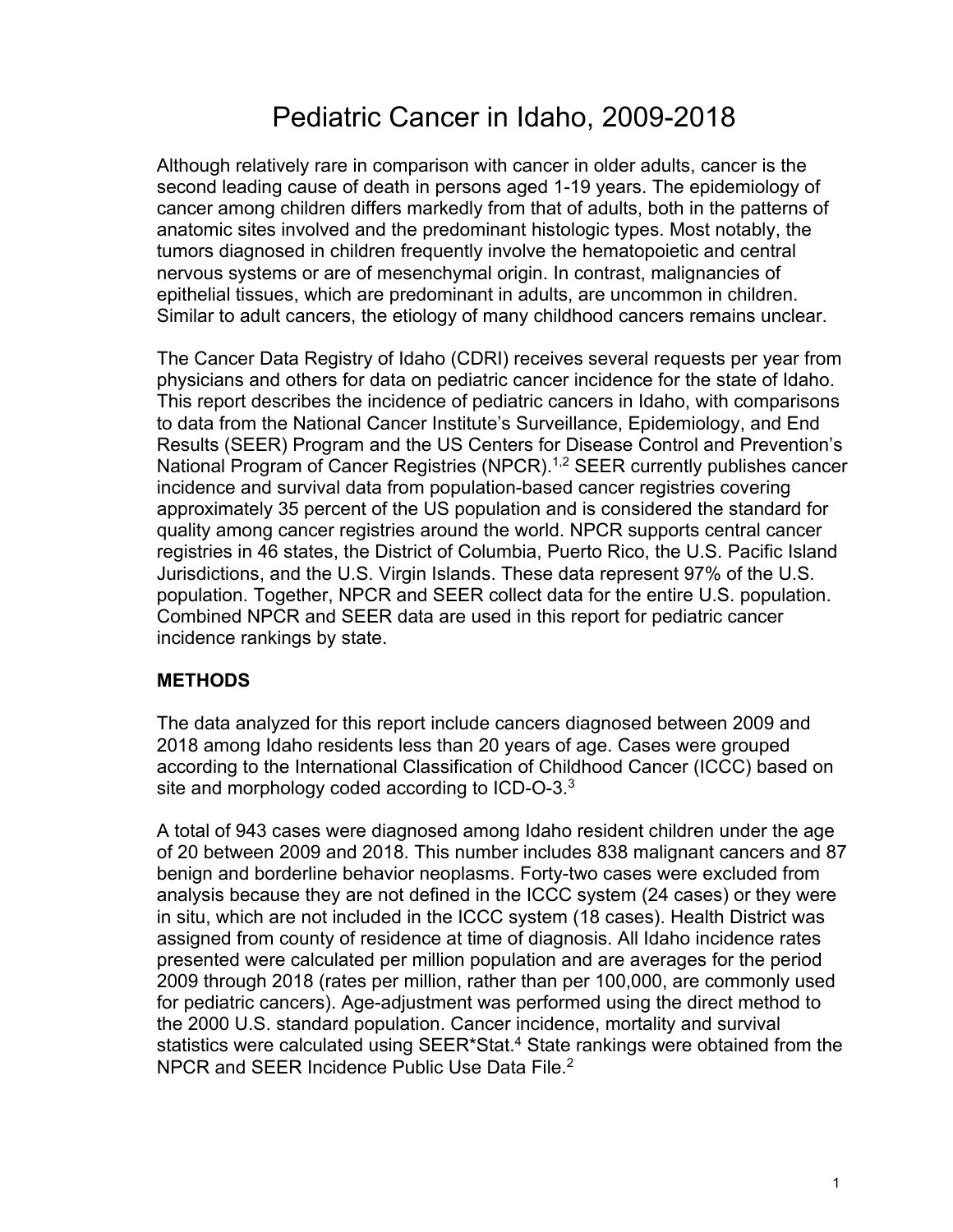# Pediatric Cancer in Idaho, 2009-2018

Although relatively rare in comparison with cancer in older adults, cancer is the second leading cause of death in persons aged 1-19 years. The epidemiology of cancer among children differs markedly from that of adults, both in the patterns of anatomic sites involved and the predominant histologic types. Most notably, the tumors diagnosed in children frequently involve the hematopoietic and central nervous systems or are of mesenchymal origin. In contrast, malignancies of epithelial tissues, which are predominant in adults, are uncommon in children. Similar to adult cancers, the etiology of many childhood cancers remains unclear.

The Cancer Data Registry of Idaho (CDRI) receives several requests per year from physicians and others for data on pediatric cancer incidence for the state of Idaho. This report describes the incidence of pediatric cancers in Idaho, with comparisons to data from the National Cancer Institute's Surveillance, Epidemiology, and End Results (SEER) Program and the US Centers for Disease Control and Prevention's National Program of Cancer Registries (NPCR).[1,2] SEER currently publishes cancer incidence and survival data from population-based cancer registries covering approximately 35 percent of the US population and is considered the standard for quality among cancer registries around the world. NPCR supports central cancer registries in 46 states, the District of Columbia, Puerto Rico, the U.S. Pacific Island Jurisdictions, and the U.S. Virgin Islands. These data represent 97% of the U.S. population. Together, NPCR and SEER collect data for the entire U.S. population. Combined NPCR and SEER data are used in this report for pediatric cancer incidence rankings by state.

## METHODS

The data analyzed for this report include cancers diagnosed between 2009 and 2018 among Idaho residents less than 20 years of age. Cases were grouped according to the International Classification of Childhood Cancer (ICCC) based on site and morphology coded according to ICD-O-3.[3]

A total of 943 cases were diagnosed among Idaho resident children under the age of 20 between 2009 and 2018. This number includes 838 malignant cancers and 87 benign and borderline behavior neoplasms. Forty-two cases were excluded from analysis because they are not defined in the ICCC system (24 cases) or they were in situ, which are not included in the ICCC system (18 cases). Health District was assigned from county of residence at time of diagnosis. All Idaho incidence rates presented were calculated per million population and are averages for the period 2009 through 2018 (rates per million, rather than per 100,000, are commonly used for pediatric cancers). Age-adjustment was performed using the direct method to the 2000 U.S. standard population. Cancer incidence, mortality and survival statistics were calculated using SEER*Stat.[4] State rankings were obtained from the NPCR and SEER Incidence Public Use Data File.[2]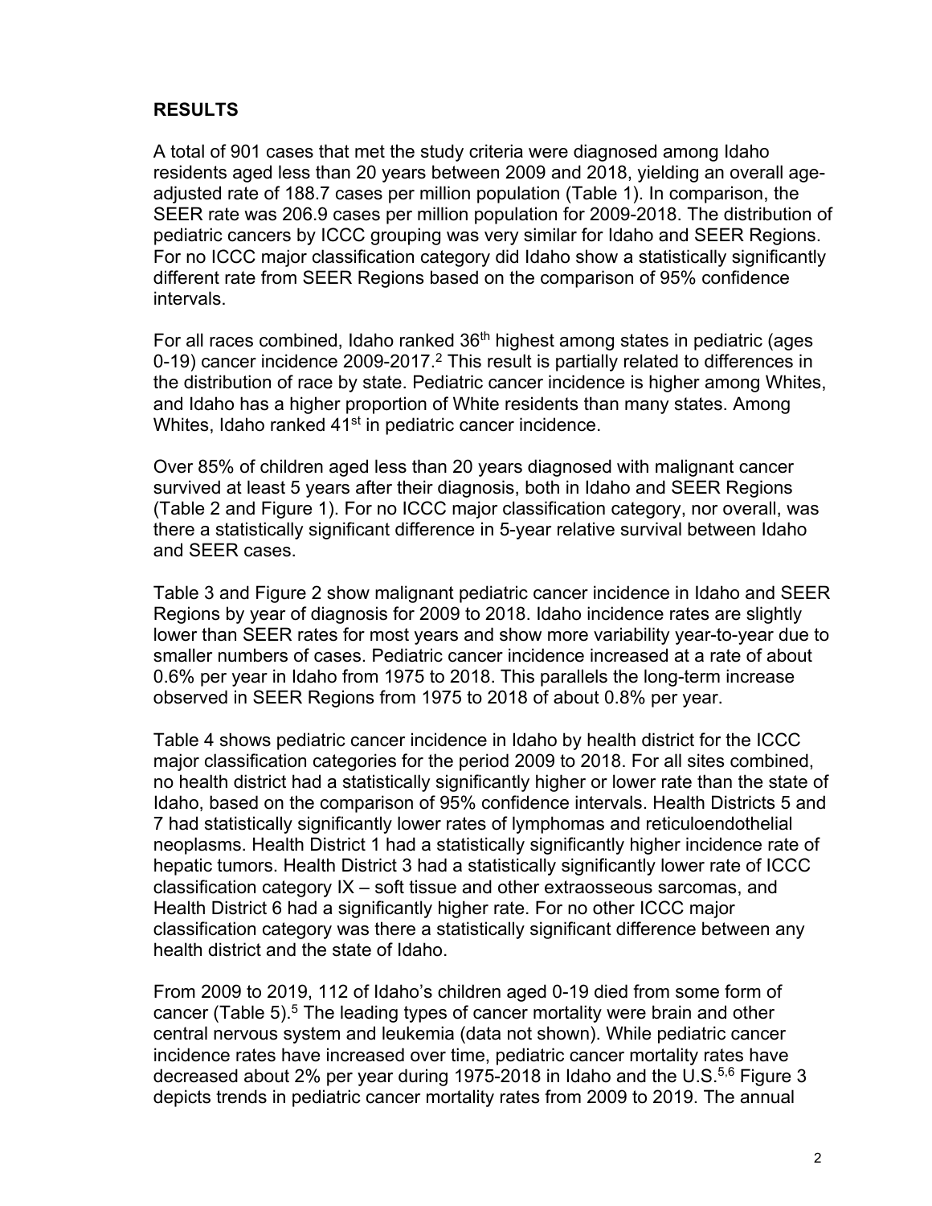## RESULTS

A total of 901 cases that met the study criteria were diagnosed among Idaho residents aged less than 20 years between 2009 and 2018, yielding an overall age-adjusted rate of 188.7 cases per million population (Table 1). In comparison, the SEER rate was 206.9 cases per million population for 2009-2018. The distribution of pediatric cancers by ICCC grouping was very similar for Idaho and SEER Regions. For no ICCC major classification category did Idaho show a statistically significantly different rate from SEER Regions based on the comparison of 95% confidence intervals.

For all races combined, Idaho ranked 36th highest among states in pediatric (ages 0-19) cancer incidence 2009-2017.[2] This result is partially related to differences in the distribution of race by state. Pediatric cancer incidence is higher among Whites, and Idaho has a higher proportion of White residents than many states. Among Whites, Idaho ranked 41st in pediatric cancer incidence.

Over 85% of children aged less than 20 years diagnosed with malignant cancer survived at least 5 years after their diagnosis, both in Idaho and SEER Regions (Table 2 and Figure 1). For no ICCC major classification category, nor overall, was there a statistically significant difference in 5-year relative survival between Idaho and SEER cases.

Table 3 and Figure 2 show malignant pediatric cancer incidence in Idaho and SEER Regions by year of diagnosis for 2009 to 2018. Idaho incidence rates are slightly lower than SEER rates for most years and show more variability year-to-year due to smaller numbers of cases. Pediatric cancer incidence increased at a rate of about 0.6% per year in Idaho from 1975 to 2018. This parallels the long-term increase observed in SEER Regions from 1975 to 2018 of about 0.8% per year.

Table 4 shows pediatric cancer incidence in Idaho by health district for the ICCC major classification categories for the period 2009 to 2018. For all sites combined, no health district had a statistically significantly higher or lower rate than the state of Idaho, based on the comparison of 95% confidence intervals. Health Districts 5 and 7 had statistically significantly lower rates of lymphomas and reticuloendothelial neoplasms. Health District 1 had a statistically significantly higher incidence rate of hepatic tumors. Health District 3 had a statistically significantly lower rate of ICCC classification category IX – soft tissue and other extraosseous sarcomas, and Health District 6 had a significantly higher rate. For no other ICCC major classification category was there a statistically significant difference between any health district and the state of Idaho.

From 2009 to 2019, 112 of Idaho's children aged 0-19 died from some form of cancer (Table 5).[5] The leading types of cancer mortality were brain and other central nervous system and leukemia (data not shown). While pediatric cancer incidence rates have increased over time, pediatric cancer mortality rates have decreased about 2% per year during 1975-2018 in Idaho and the U.S.[5,6] Figure 3 depicts trends in pediatric cancer mortality rates from 2009 to 2019. The annual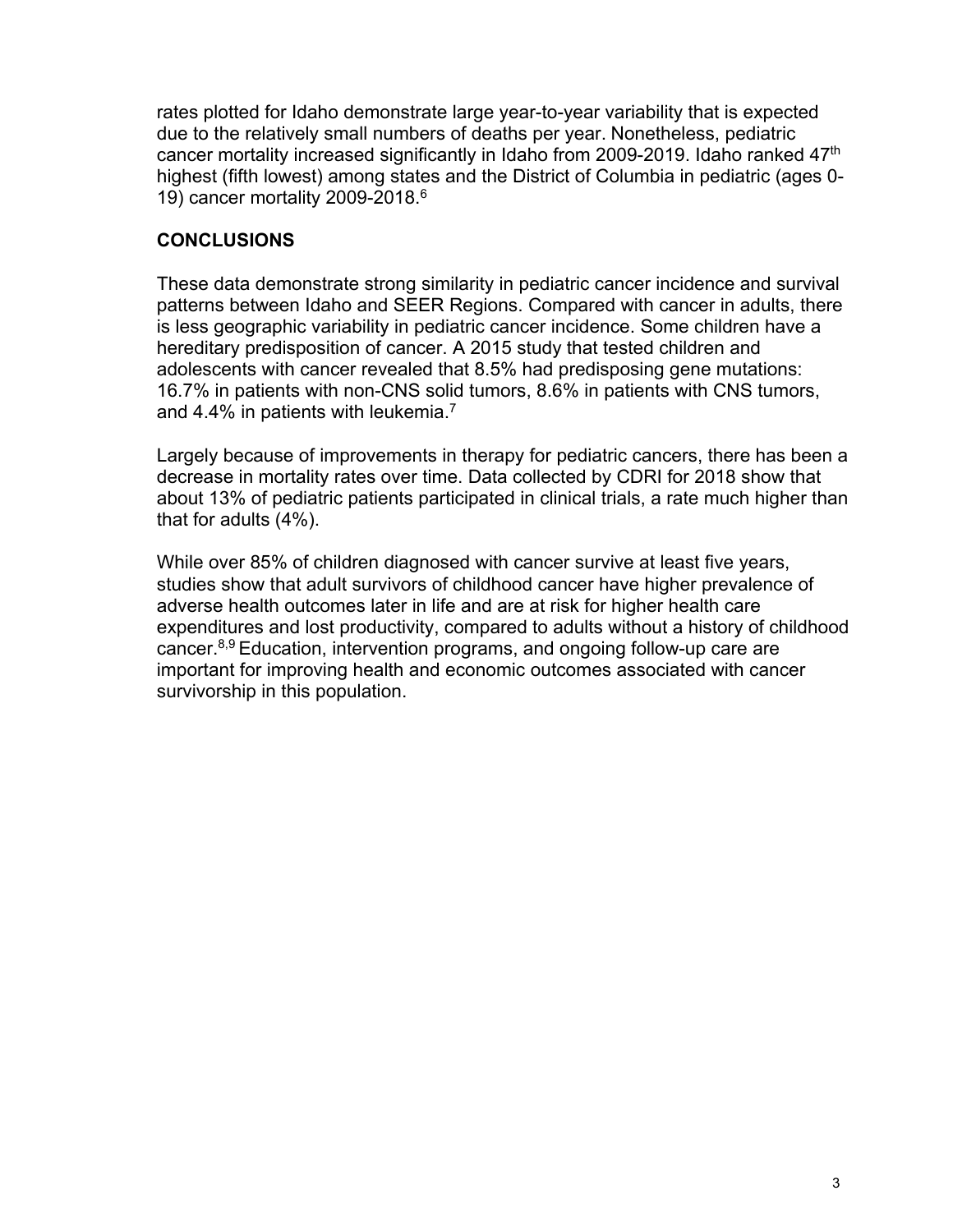rates plotted for Idaho demonstrate large year-to-year variability that is expected due to the relatively small numbers of deaths per year. Nonetheless, pediatric cancer mortality increased significantly in Idaho from 2009-2019. Idaho ranked 47th highest (fifth lowest) among states and the District of Columbia in pediatric (ages 0-19) cancer mortality 2009-2018.[6]

## CONCLUSIONS

These data demonstrate strong similarity in pediatric cancer incidence and survival patterns between Idaho and SEER Regions. Compared with cancer in adults, there is less geographic variability in pediatric cancer incidence. Some children have a hereditary predisposition of cancer. A 2015 study that tested children and adolescents with cancer revealed that 8.5% had predisposing gene mutations: 16.7% in patients with non-CNS solid tumors, 8.6% in patients with CNS tumors, and 4.4% in patients with leukemia.[7]

Largely because of improvements in therapy for pediatric cancers, there has been a decrease in mortality rates over time. Data collected by CDRI for 2018 show that about 13% of pediatric patients participated in clinical trials, a rate much higher than that for adults (4%).

While over 85% of children diagnosed with cancer survive at least five years, studies show that adult survivors of childhood cancer have higher prevalence of adverse health outcomes later in life and are at risk for higher health care expenditures and lost productivity, compared to adults without a history of childhood cancer.[8,9] Education, intervention programs, and ongoing follow-up care are important for improving health and economic outcomes associated with cancer survivorship in this population.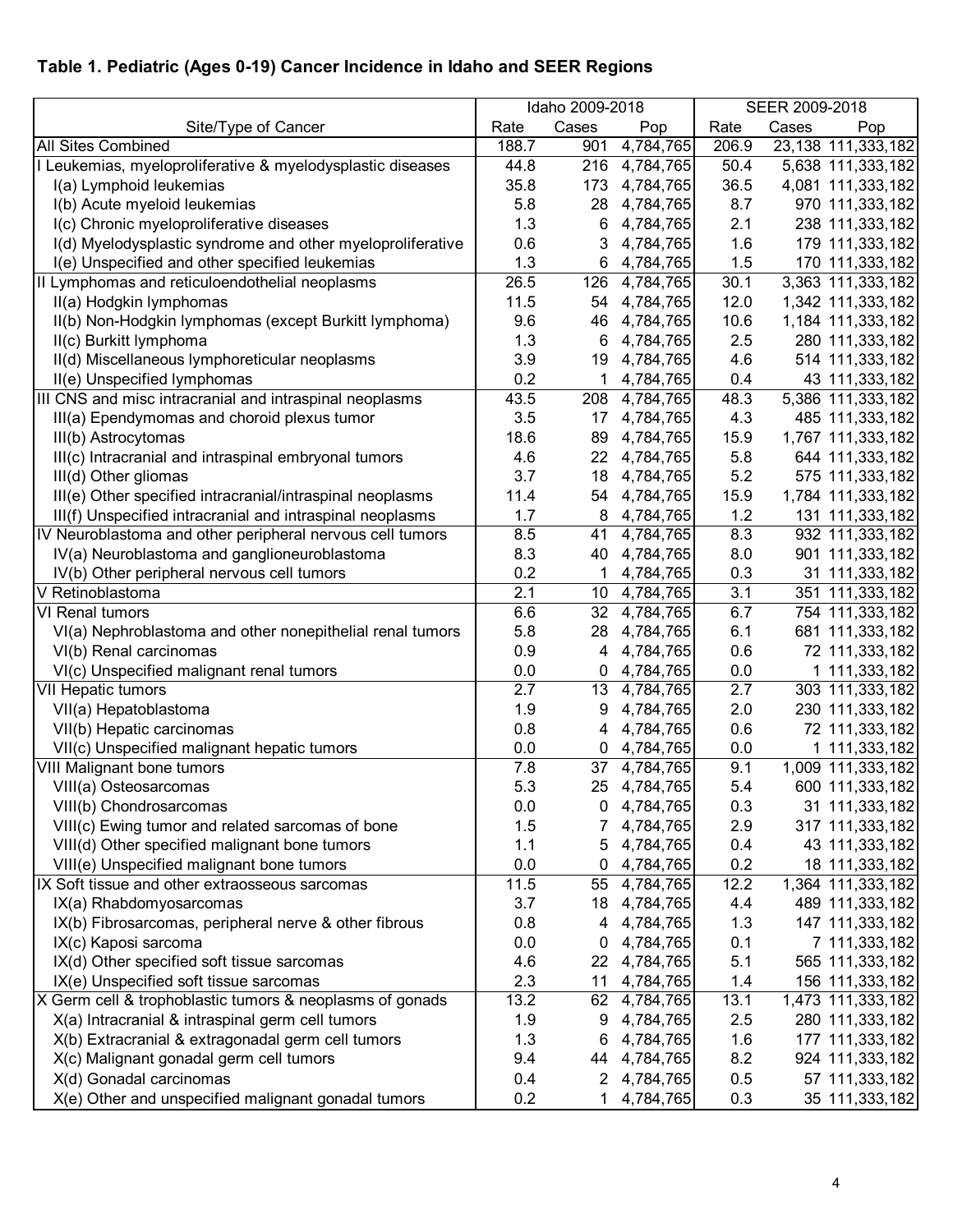## Table 1. Pediatric (Ages 0-19) Cancer Incidence in Idaho and SEER Regions

| Site/Type of Cancer | Idaho 2009-2018 | | | SEER 2009-2018 | | |
|---|---|---|---|---|---|---|
| | Rate | Cases | Pop | Rate | Cases | Pop |
| All Sites Combined | 188.7 | 901 | 4,784,765 | 206.9 | 23,138 | 111,333,182 |
| I Leukemias, myeloproliferative & myelodysplastic diseases | 44.8 | 216 | 4,784,765 | 50.4 | 5,638 | 111,333,182 |
| I(a) Lymphoid leukemias | 35.8 | 173 | 4,784,765 | 36.5 | 4,081 | 111,333,182 |
| I(b) Acute myeloid leukemias | 5.8 | 28 | 4,784,765 | 8.7 | 970 | 111,333,182 |
| I(c) Chronic myeloproliferative diseases | 1.3 | 6 | 4,784,765 | 2.1 | 238 | 111,333,182 |
| I(d) Myelodysplastic syndrome and other myeloproliferative | 0.6 | 3 | 4,784,765 | 1.6 | 179 | 111,333,182 |
| I(e) Unspecified and other specified leukemias | 1.3 | 6 | 4,784,765 | 1.5 | 170 | 111,333,182 |
| II Lymphomas and reticuloendothelial neoplasms | 26.5 | 126 | 4,784,765 | 30.1 | 3,363 | 111,333,182 |
| II(a) Hodgkin lymphomas | 11.5 | 54 | 4,784,765 | 12.0 | 1,342 | 111,333,182 |
| II(b) Non-Hodgkin lymphomas (except Burkitt lymphoma) | 9.6 | 46 | 4,784,765 | 10.6 | 1,184 | 111,333,182 |
| II(c) Burkitt lymphoma | 1.3 | 6 | 4,784,765 | 2.5 | 280 | 111,333,182 |
| II(d) Miscellaneous lymphoreticular neoplasms | 3.9 | 19 | 4,784,765 | 4.6 | 514 | 111,333,182 |
| II(e) Unspecified lymphomas | 0.2 | 1 | 4,784,765 | 0.4 | 43 | 111,333,182 |
| III CNS and misc intracranial and intraspinal neoplasms | 43.5 | 208 | 4,784,765 | 48.3 | 5,386 | 111,333,182 |
| III(a) Ependymomas and choroid plexus tumor | 3.5 | 17 | 4,784,765 | 4.3 | 485 | 111,333,182 |
| III(b) Astrocytomas | 18.6 | 89 | 4,784,765 | 15.9 | 1,767 | 111,333,182 |
| III(c) Intracranial and intraspinal embryonal tumors | 4.6 | 22 | 4,784,765 | 5.8 | 644 | 111,333,182 |
| III(d) Other gliomas | 3.7 | 18 | 4,784,765 | 5.2 | 575 | 111,333,182 |
| III(e) Other specified intracranial/intraspinal neoplasms | 11.4 | 54 | 4,784,765 | 15.9 | 1,784 | 111,333,182 |
| III(f) Unspecified intracranial and intraspinal neoplasms | 1.7 | 8 | 4,784,765 | 1.2 | 131 | 111,333,182 |
| IV Neuroblastoma and other peripheral nervous cell tumors | 8.5 | 41 | 4,784,765 | 8.3 | 932 | 111,333,182 |
| IV(a) Neuroblastoma and ganglioneuroblastoma | 8.3 | 40 | 4,784,765 | 8.0 | 901 | 111,333,182 |
| IV(b) Other peripheral nervous cell tumors | 0.2 | 1 | 4,784,765 | 0.3 | 31 | 111,333,182 |
| V Retinoblastoma | 2.1 | 10 | 4,784,765 | 3.1 | 351 | 111,333,182 |
| VI Renal tumors | 6.6 | 32 | 4,784,765 | 6.7 | 754 | 111,333,182 |
| VI(a) Nephroblastoma and other nonepithelial renal tumors | 5.8 | 28 | 4,784,765 | 6.1 | 681 | 111,333,182 |
| VI(b) Renal carcinomas | 0.9 | 4 | 4,784,765 | 0.6 | 72 | 111,333,182 |
| VI(c) Unspecified malignant renal tumors | 0.0 | 0 | 4,784,765 | 0.0 | 1 | 111,333,182 |
| VII Hepatic tumors | 2.7 | 13 | 4,784,765 | 2.7 | 303 | 111,333,182 |
| VII(a) Hepatoblastoma | 1.9 | 9 | 4,784,765 | 2.0 | 230 | 111,333,182 |
| VII(b) Hepatic carcinomas | 0.8 | 4 | 4,784,765 | 0.6 | 72 | 111,333,182 |
| VII(c) Unspecified malignant hepatic tumors | 0.0 | 0 | 4,784,765 | 0.0 | 1 | 111,333,182 |
| VIII Malignant bone tumors | 7.8 | 37 | 4,784,765 | 9.1 | 1,009 | 111,333,182 |
| VIII(a) Osteosarcomas | 5.3 | 25 | 4,784,765 | 5.4 | 600 | 111,333,182 |
| VIII(b) Chondrosarcomas | 0.0 | 0 | 4,784,765 | 0.3 | 31 | 111,333,182 |
| VIII(c) Ewing tumor and related sarcomas of bone | 1.5 | 7 | 4,784,765 | 2.9 | 317 | 111,333,182 |
| VIII(d) Other specified malignant bone tumors | 1.1 | 5 | 4,784,765 | 0.4 | 43 | 111,333,182 |
| VIII(e) Unspecified malignant bone tumors | 0.0 | 0 | 4,784,765 | 0.2 | 18 | 111,333,182 |
| IX Soft tissue and other extraosseous sarcomas | 11.5 | 55 | 4,784,765 | 12.2 | 1,364 | 111,333,182 |
| IX(a) Rhabdomyosarcomas | 3.7 | 18 | 4,784,765 | 4.4 | 489 | 111,333,182 |
| IX(b) Fibrosarcomas, peripheral nerve & other fibrous | 0.8 | 4 | 4,784,765 | 1.3 | 147 | 111,333,182 |
| IX(c) Kaposi sarcoma | 0.0 | 0 | 4,784,765 | 0.1 | 7 | 111,333,182 |
| IX(d) Other specified soft tissue sarcomas | 4.6 | 22 | 4,784,765 | 5.1 | 565 | 111,333,182 |
| IX(e) Unspecified soft tissue sarcomas | 2.3 | 11 | 4,784,765 | 1.4 | 156 | 111,333,182 |
| X Germ cell & trophoblastic tumors & neoplasms of gonads | 13.2 | 62 | 4,784,765 | 13.1 | 1,473 | 111,333,182 |
| X(a) Intracranial & intraspinal germ cell tumors | 1.9 | 9 | 4,784,765 | 2.5 | 280 | 111,333,182 |
| X(b) Extracranial & extragonadal germ cell tumors | 1.3 | 6 | 4,784,765 | 1.6 | 177 | 111,333,182 |
| X(c) Malignant gonadal germ cell tumors | 9.4 | 44 | 4,784,765 | 8.2 | 924 | 111,333,182 |
| X(d) Gonadal carcinomas | 0.4 | 2 | 4,784,765 | 0.5 | 57 | 111,333,182 |
| X(e) Other and unspecified malignant gonadal tumors | 0.2 | 1 | 4,784,765 | 0.3 | 35 | 111,333,182 |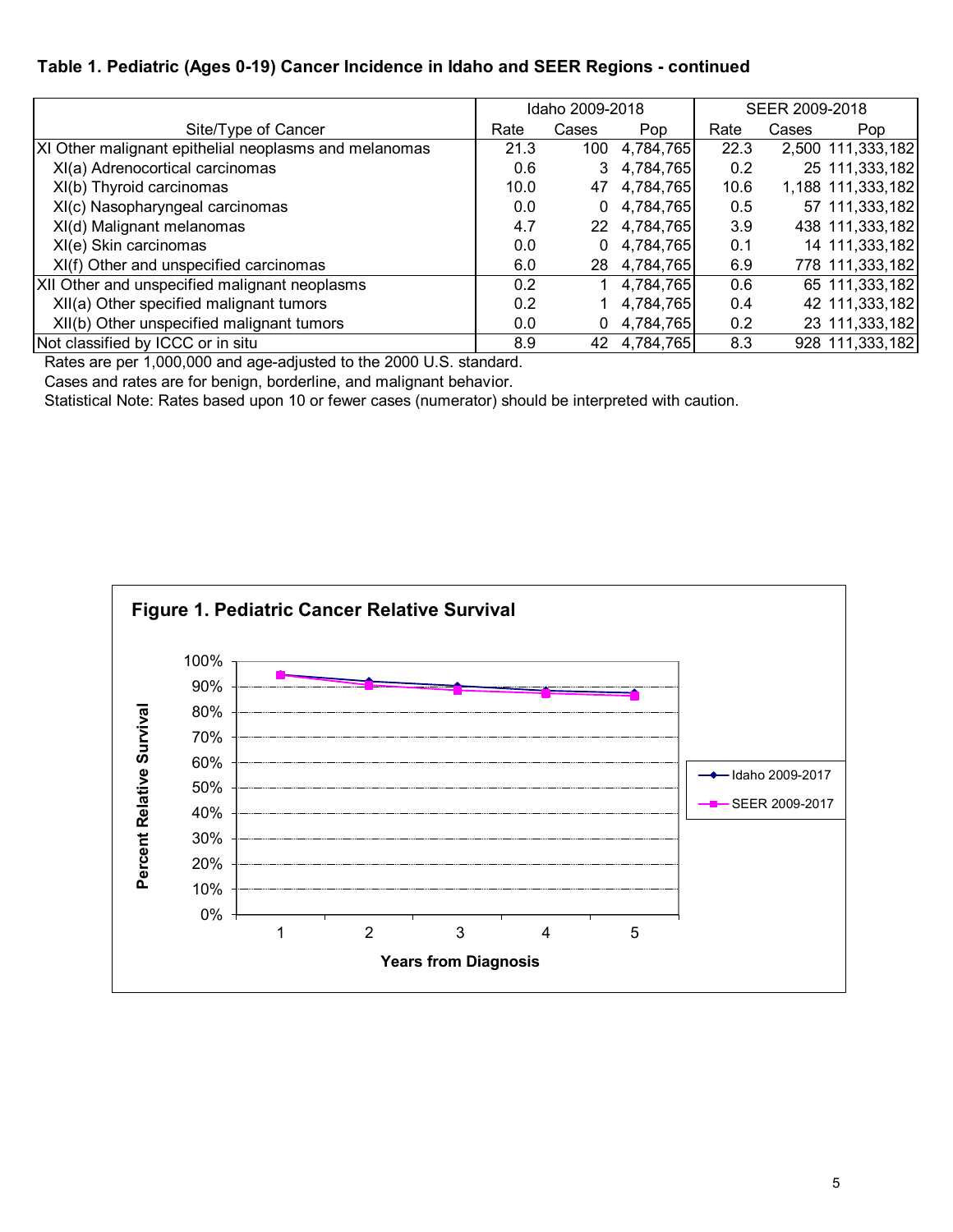**Table 1. Pediatric (Ages 0-19) Cancer Incidence in Idaho and SEER Regions - continued**

| Site/Type of Cancer | Idaho 2009-2018 | | | SEER 2009-2018 | | |
|---|---|---|---|---|---|---|
| | Rate | Cases | Pop | Rate | Cases | Pop |
| XI Other malignant epithelial neoplasms and melanomas | 21.3 | 100 | 4,784,765 | 22.3 | 2,500 | 111,333,182 |
| XI(a) Adrenocortical carcinomas | 0.6 | 3 | 4,784,765 | 0.2 | 25 | 111,333,182 |
| XI(b) Thyroid carcinomas | 10.0 | 47 | 4,784,765 | 10.6 | 1,188 | 111,333,182 |
| XI(c) Nasopharyngeal carcinomas | 0.0 | 0 | 4,784,765 | 0.5 | 57 | 111,333,182 |
| XI(d) Malignant melanomas | 4.7 | 22 | 4,784,765 | 3.9 | 438 | 111,333,182 |
| XI(e) Skin carcinomas | 0.0 | 0 | 4,784,765 | 0.1 | 14 | 111,333,182 |
| XI(f) Other and unspecified carcinomas | 6.0 | 28 | 4,784,765 | 6.9 | 778 | 111,333,182 |
| XII Other and unspecified malignant neoplasms | 0.2 | 1 | 4,784,765 | 0.6 | 65 | 111,333,182 |
| XII(a) Other specified malignant tumors | 0.2 | 1 | 4,784,765 | 0.4 | 42 | 111,333,182 |
| XII(b) Other unspecified malignant tumors | 0.0 | 0 | 4,784,765 | 0.2 | 23 | 111,333,182 |
| Not classified by ICCC or in situ | 8.9 | 42 | 4,784,765 | 8.3 | 928 | 111,333,182 |

Rates are per 1,000,000 and age-adjusted to the 2000 U.S. standard.

Cases and rates are for benign, borderline, and malignant behavior.

Statistical Note: Rates based upon 10 or fewer cases (numerator) should be interpreted with caution.

**Figure 1. Pediatric Cancer Relative Survival**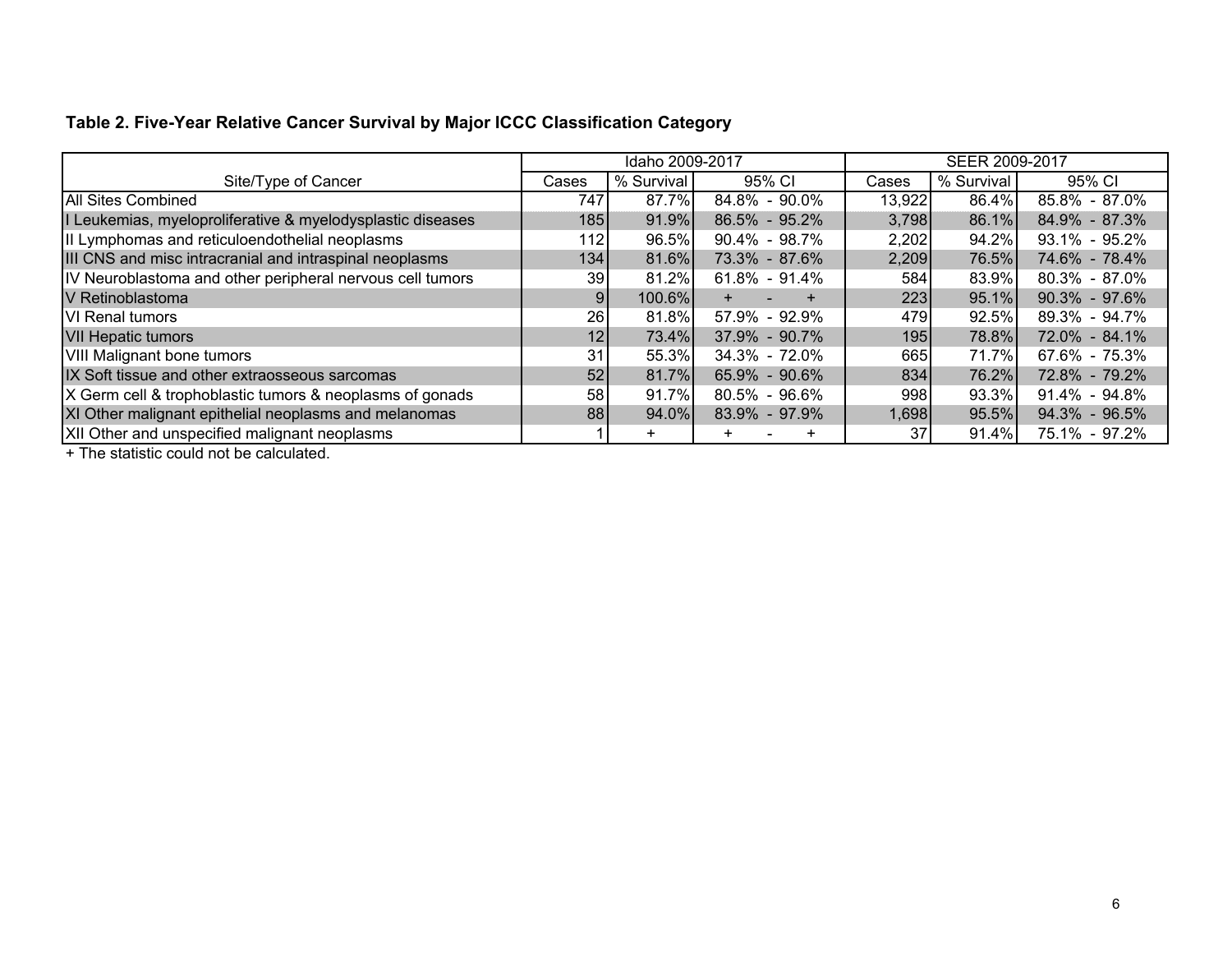**Table 2. Five-Year Relative Cancer Survival by Major ICCC Classification Category**

| Site/Type of Cancer | Idaho 2009-2017 | | | SEER 2009-2017 | | |
|---|---|---|---|---|---|---|
| | Cases | % Survival | 95% CI | Cases | % Survival | 95% CI |
| All Sites Combined | 747 | 87.7% | 84.8% - 90.0% | 13,922 | 86.4% | 85.8% - 87.0% |
| I Leukemias, myeloproliferative & myelodysplastic diseases | 185 | 91.9% | 86.5% - 95.2% | 3,798 | 86.1% | 84.9% - 87.3% |
| II Lymphomas and reticuloendothelial neoplasms | 112 | 96.5% | 90.4% - 98.7% | 2,202 | 94.2% | 93.1% - 95.2% |
| III CNS and misc intracranial and intraspinal neoplasms | 134 | 81.6% | 73.3% - 87.6% | 2,209 | 76.5% | 74.6% - 78.4% |
| IV Neuroblastoma and other peripheral nervous cell tumors | 39 | 81.2% | 61.8% - 91.4% | 584 | 83.9% | 80.3% - 87.0% |
| V Retinoblastoma | 9 | 100.6% | + - + | 223 | 95.1% | 90.3% - 97.6% |
| VI Renal tumors | 26 | 81.8% | 57.9% - 92.9% | 479 | 92.5% | 89.3% - 94.7% |
| VII Hepatic tumors | 12 | 73.4% | 37.9% - 90.7% | 195 | 78.8% | 72.0% - 84.1% |
| VIII Malignant bone tumors | 31 | 55.3% | 34.3% - 72.0% | 665 | 71.7% | 67.6% - 75.3% |
| IX Soft tissue and other extraosseous sarcomas | 52 | 81.7% | 65.9% - 90.6% | 834 | 76.2% | 72.8% - 79.2% |
| X Germ cell & trophoblastic tumors & neoplasms of gonads | 58 | 91.7% | 80.5% - 96.6% | 998 | 93.3% | 91.4% - 94.8% |
| XI Other malignant epithelial neoplasms and melanomas | 88 | 94.0% | 83.9% - 97.9% | 1,698 | 95.5% | 94.3% - 96.5% |
| XII Other and unspecified malignant neoplasms | 1 | + | + - + | 37 | 91.4% | 75.1% - 97.2% |

+ The statistic could not be calculated.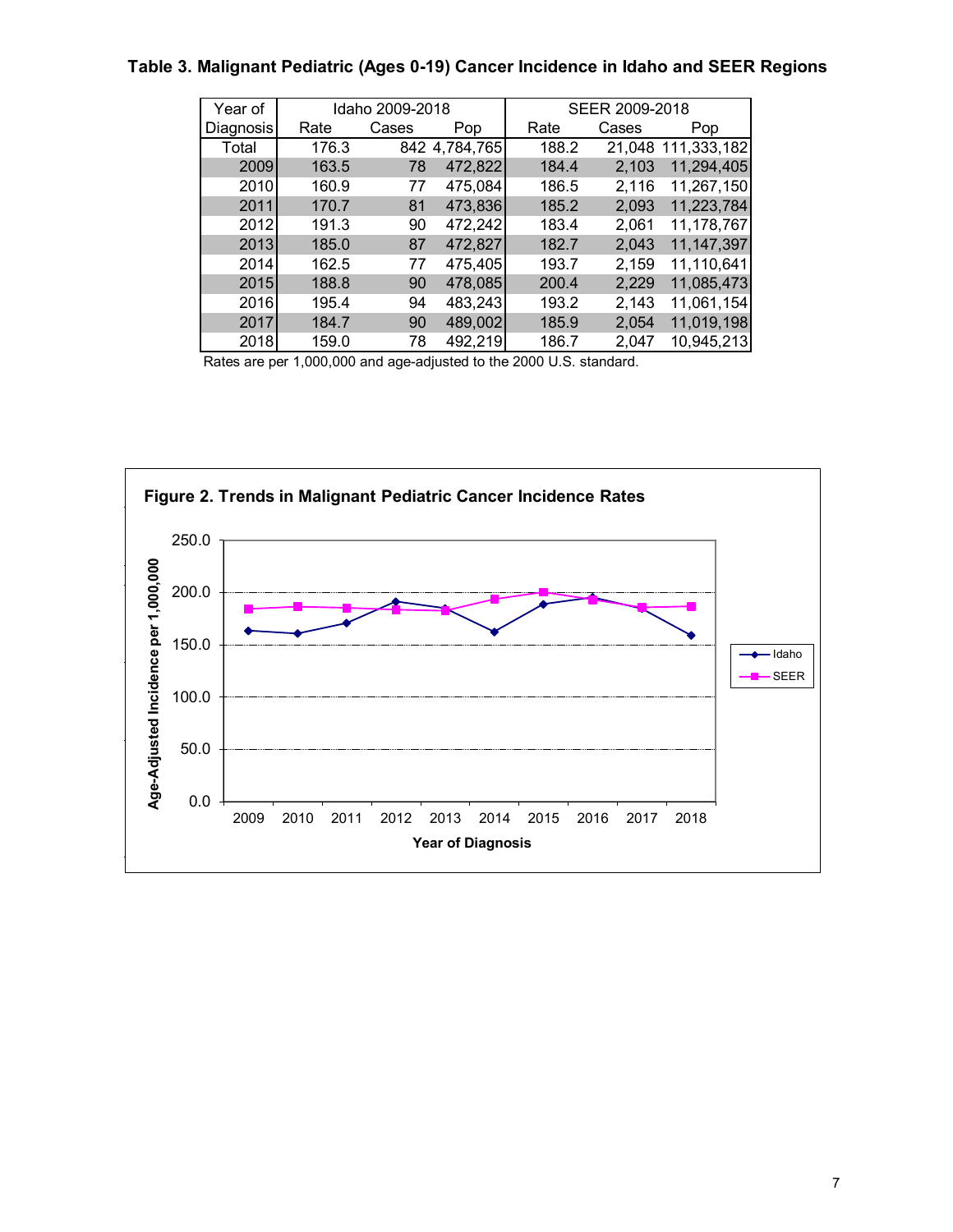**Table 3. Malignant Pediatric (Ages 0-19) Cancer Incidence in Idaho and SEER Regions**

| Year of Diagnosis | Idaho 2009-2018 | | | SEER 2009-2018 | | |
|---|---|---|---|---|---|---|
| | Rate | Cases | Pop | Rate | Cases | Pop |
| Total | 176.3 | 842 | 4,784,765 | 188.2 | 21,048 | 111,333,182 |
| 2009 | 163.5 | 78 | 472,822 | 184.4 | 2,103 | 11,294,405 |
| 2010 | 160.9 | 77 | 475,084 | 186.5 | 2,116 | 11,267,150 |
| 2011 | 170.7 | 81 | 473,836 | 185.2 | 2,093 | 11,223,784 |
| 2012 | 191.3 | 90 | 472,242 | 183.4 | 2,061 | 11,178,767 |
| 2013 | 185.0 | 87 | 472,827 | 182.7 | 2,043 | 11,147,397 |
| 2014 | 162.5 | 77 | 475,405 | 193.7 | 2,159 | 11,110,641 |
| 2015 | 188.8 | 90 | 478,085 | 200.4 | 2,229 | 11,085,473 |
| 2016 | 195.4 | 94 | 483,243 | 193.2 | 2,143 | 11,061,154 |
| 2017 | 184.7 | 90 | 489,002 | 185.9 | 2,054 | 11,019,198 |
| 2018 | 159.0 | 78 | 492,219 | 186.7 | 2,047 | 10,945,213 |

Rates are per 1,000,000 and age-adjusted to the 2000 U.S. standard.

**Figure 2. Trends in Malignant Pediatric Cancer Incidence Rates**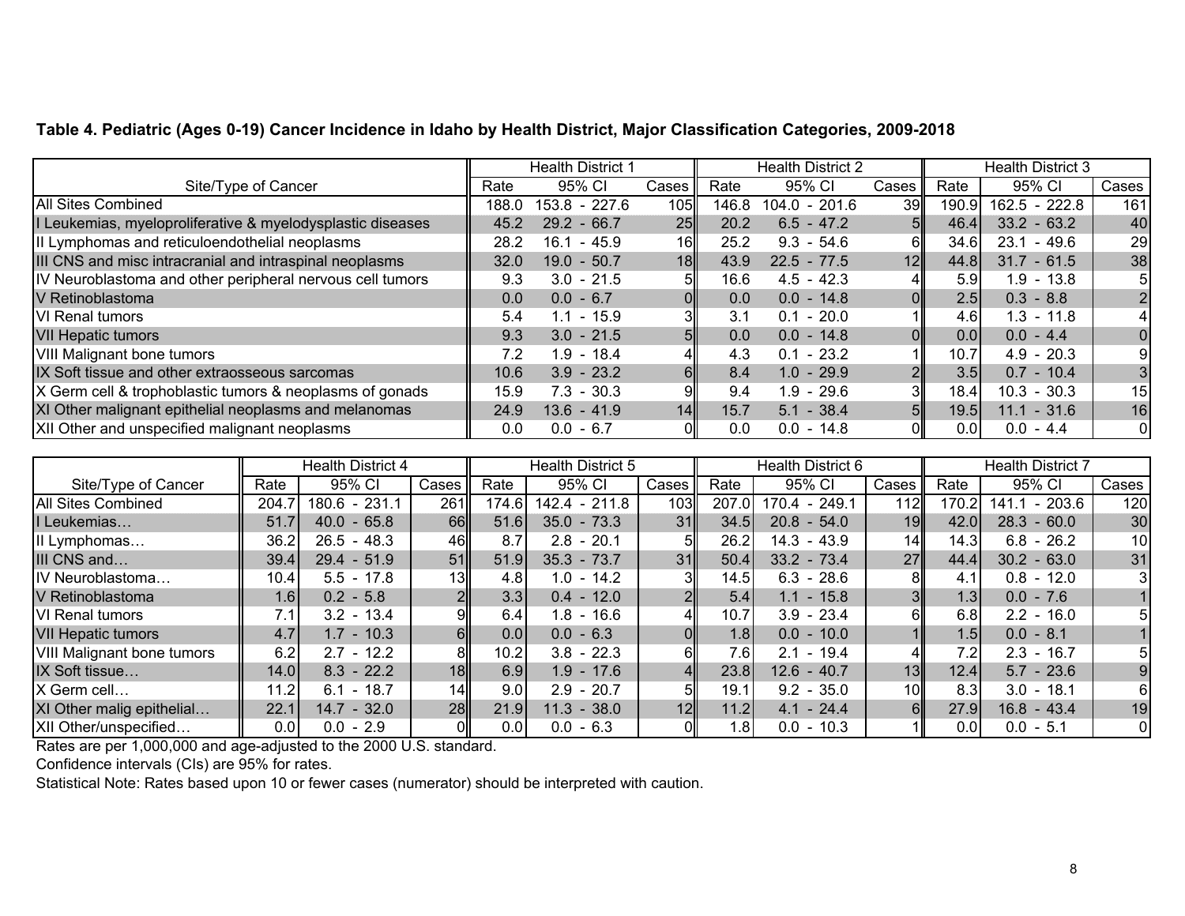**Table 4. Pediatric (Ages 0-19) Cancer Incidence in Idaho by Health District, Major Classification Categories, 2009-2018**

| Site/Type of Cancer | Health District 1 | | | Health District 2 | | | Health District 3 | | |
|---|---|---|---|---|---|---|---|---|---|
| | Rate | 95% CI | Cases | Rate | 95% CI | Cases | Rate | 95% CI | Cases |
| All Sites Combined | 188.0 | 153.8 - 227.6 | 105 | 146.8 | 104.0 - 201.6 | 39 | 190.9 | 162.5 - 222.8 | 161 |
| I Leukemias, myeloproliferative & myelodysplastic diseases | 45.2 | 29.2 - 66.7 | 25 | 20.2 | 6.5 - 47.2 | 5 | 46.4 | 33.2 - 63.2 | 40 |
| II Lymphomas and reticuloendothelial neoplasms | 28.2 | 16.1 - 45.9 | 16 | 25.2 | 9.3 - 54.6 | 6 | 34.6 | 23.1 - 49.6 | 29 |
| III CNS and misc intracranial and intraspinal neoplasms | 32.0 | 19.0 - 50.7 | 18 | 43.9 | 22.5 - 77.5 | 12 | 44.8 | 31.7 - 61.5 | 38 |
| IV Neuroblastoma and other peripheral nervous cell tumors | 9.3 | 3.0 - 21.5 | 5 | 16.6 | 4.5 - 42.3 | 4 | 5.9 | 1.9 - 13.8 | 5 |
| V Retinoblastoma | 0.0 | 0.0 - 6.7 | 0 | 0.0 | 0.0 - 14.8 | 0 | 2.5 | 0.3 - 8.8 | 2 |
| VI Renal tumors | 5.4 | 1.1 - 15.9 | 3 | 3.1 | 0.1 - 20.0 | 1 | 4.6 | 1.3 - 11.8 | 4 |
| VII Hepatic tumors | 9.3 | 3.0 - 21.5 | 5 | 0.0 | 0.0 - 14.8 | 0 | 0.0 | 0.0 - 4.4 | 0 |
| VIII Malignant bone tumors | 7.2 | 1.9 - 18.4 | 4 | 4.3 | 0.1 - 23.2 | 1 | 10.7 | 4.9 - 20.3 | 9 |
| IX Soft tissue and other extraosseous sarcomas | 10.6 | 3.9 - 23.2 | 6 | 8.4 | 1.0 - 29.9 | 2 | 3.5 | 0.7 - 10.4 | 3 |
| X Germ cell & trophoblastic tumors & neoplasms of gonads | 15.9 | 7.3 - 30.3 | 9 | 9.4 | 1.9 - 29.6 | 3 | 18.4 | 10.3 - 30.3 | 15 |
| XI Other malignant epithelial neoplasms and melanomas | 24.9 | 13.6 - 41.9 | 14 | 15.7 | 5.1 - 38.4 | 5 | 19.5 | 11.1 - 31.6 | 16 |
| XII Other and unspecified malignant neoplasms | 0.0 | 0.0 - 6.7 | 0 | 0.0 | 0.0 - 14.8 | 0 | 0.0 | 0.0 - 4.4 | 0 |

| Site/Type of Cancer | Health District 4 | | | Health District 5 | | | Health District 6 | | | Health District 7 | | |
|---|---|---|---|---|---|---|---|---|---|---|---|---|
| | Rate | 95% CI | Cases | Rate | 95% CI | Cases | Rate | 95% CI | Cases | Rate | 95% CI | Cases |
| All Sites Combined | 204.7 | 180.6 - 231.1 | 261 | 174.6 | 142.4 - 211.8 | 103 | 207.0 | 170.4 - 249.1 | 112 | 170.2 | 141.1 - 203.6 | 120 |
| I Leukemias… | 51.7 | 40.0 - 65.8 | 66 | 51.6 | 35.0 - 73.3 | 31 | 34.5 | 20.8 - 54.0 | 19 | 42.0 | 28.3 - 60.0 | 30 |
| II Lymphomas… | 36.2 | 26.5 - 48.3 | 46 | 8.7 | 2.8 - 20.1 | 5 | 26.2 | 14.3 - 43.9 | 14 | 14.3 | 6.8 - 26.2 | 10 |
| III CNS and… | 39.4 | 29.4 - 51.9 | 51 | 51.9 | 35.3 - 73.7 | 31 | 50.4 | 33.2 - 73.4 | 27 | 44.4 | 30.2 - 63.0 | 31 |
| IV Neuroblastoma… | 10.4 | 5.5 - 17.8 | 13 | 4.8 | 1.0 - 14.2 | 3 | 14.5 | 6.3 - 28.6 | 8 | 4.1 | 0.8 - 12.0 | 3 |
| V Retinoblastoma | 1.6 | 0.2 - 5.8 | 2 | 3.3 | 0.4 - 12.0 | 2 | 5.4 | 1.1 - 15.8 | 3 | 1.3 | 0.0 - 7.6 | 1 |
| VI Renal tumors | 7.1 | 3.2 - 13.4 | 9 | 6.4 | 1.8 - 16.6 | 4 | 10.7 | 3.9 - 23.4 | 6 | 6.8 | 2.2 - 16.0 | 5 |
| VII Hepatic tumors | 4.7 | 1.7 - 10.3 | 6 | 0.0 | 0.0 - 6.3 | 0 | 1.8 | 0.0 - 10.0 | 1 | 1.5 | 0.0 - 8.1 | 1 |
| VIII Malignant bone tumors | 6.2 | 2.7 - 12.2 | 8 | 10.2 | 3.8 - 22.3 | 6 | 7.6 | 2.1 - 19.4 | 4 | 7.2 | 2.3 - 16.7 | 5 |
| IX Soft tissue… | 14.0 | 8.3 - 22.2 | 18 | 6.9 | 1.9 - 17.6 | 4 | 23.8 | 12.6 - 40.7 | 13 | 12.4 | 5.7 - 23.6 | 9 |
| X Germ cell… | 11.2 | 6.1 - 18.7 | 14 | 9.0 | 2.9 - 20.7 | 5 | 19.1 | 9.2 - 35.0 | 10 | 8.3 | 3.0 - 18.1 | 6 |
| XI Other malig epithelial… | 22.1 | 14.7 - 32.0 | 28 | 21.9 | 11.3 - 38.0 | 12 | 11.2 | 4.1 - 24.4 | 6 | 27.9 | 16.8 - 43.4 | 19 |
| XII Other/unspecified… | 0.0 | 0.0 - 2.9 | 0 | 0.0 | 0.0 - 6.3 | 0 | 1.8 | 0.0 - 10.3 | 1 | 0.0 | 0.0 - 5.1 | 0 |

Rates are per 1,000,000 and age-adjusted to the 2000 U.S. standard.

Confidence intervals (CIs) are 95% for rates.

Statistical Note: Rates based upon 10 or fewer cases (numerator) should be interpreted with caution.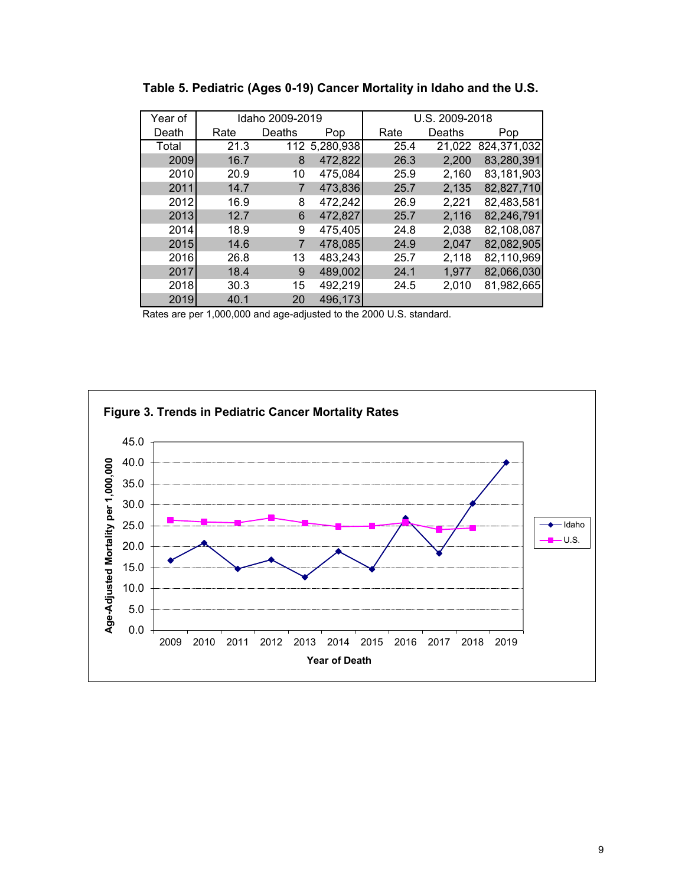**Table 5. Pediatric (Ages 0-19) Cancer Mortality in Idaho and the U.S.**

| Year of Death | Idaho 2009-2019 | | | U.S. 2009-2018 | | |
|---|---|---|---|---|---|---|
| | Rate | Deaths | Pop | Rate | Deaths | Pop |
| Total | 21.3 | 112 | 5,280,938 | 25.4 | 21,022 | 824,371,032 |
| 2009 | 16.7 | 8 | 472,822 | 26.3 | 2,200 | 83,280,391 |
| 2010 | 20.9 | 10 | 475,084 | 25.9 | 2,160 | 83,181,903 |
| 2011 | 14.7 | 7 | 473,836 | 25.7 | 2,135 | 82,827,710 |
| 2012 | 16.9 | 8 | 472,242 | 26.9 | 2,221 | 82,483,581 |
| 2013 | 12.7 | 6 | 472,827 | 25.7 | 2,116 | 82,246,791 |
| 2014 | 18.9 | 9 | 475,405 | 24.8 | 2,038 | 82,108,087 |
| 2015 | 14.6 | 7 | 478,085 | 24.9 | 2,047 | 82,082,905 |
| 2016 | 26.8 | 13 | 483,243 | 25.7 | 2,118 | 82,110,969 |
| 2017 | 18.4 | 9 | 489,002 | 24.1 | 1,977 | 82,066,030 |
| 2018 | 30.3 | 15 | 492,219 | 24.5 | 2,010 | 81,982,665 |
| 2019 | 40.1 | 20 | 496,173 | | | |

Rates are per 1,000,000 and age-adjusted to the 2000 U.S. standard.

**Figure 3. Trends in Pediatric Cancer Mortality Rates**

| Year of Death | Idaho | U.S. |
|---|---|---|
| 2009 | 16.7 | 26.3 |
| 2010 | 20.9 | 25.9 |
| 2011 | 14.7 | 25.7 |
| 2012 | 16.9 | 26.9 |
| 2013 | 12.7 | 25.7 |
| 2014 | 18.9 | 24.8 |
| 2015 | 14.6 | 24.9 |
| 2016 | 26.8 | 25.7 |
| 2017 | 18.4 | 24.1 |
| 2018 | 30.3 | 24.5 |
| 2019 | 40.1 | |

Y-axis: Age-Adjusted Mortality per 1,000,000; X-axis: Year of Death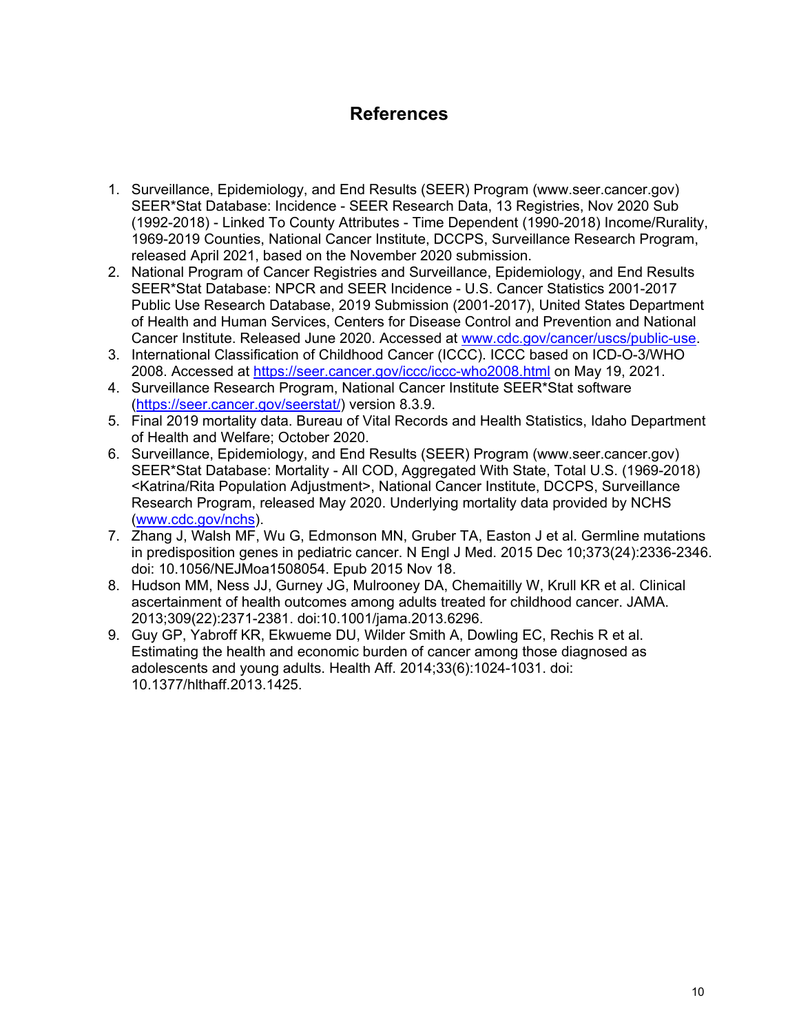## References

1. Surveillance, Epidemiology, and End Results (SEER) Program (www.seer.cancer.gov) SEER*Stat Database: Incidence - SEER Research Data, 13 Registries, Nov 2020 Sub (1992-2018) - Linked To County Attributes - Time Dependent (1990-2018) Income/Rurality, 1969-2019 Counties, National Cancer Institute, DCCPS, Surveillance Research Program, released April 2021, based on the November 2020 submission.
2. National Program of Cancer Registries and Surveillance, Epidemiology, and End Results SEER*Stat Database: NPCR and SEER Incidence - U.S. Cancer Statistics 2001-2017 Public Use Research Database, 2019 Submission (2001-2017), United States Department of Health and Human Services, Centers for Disease Control and Prevention and National Cancer Institute. Released June 2020. Accessed at www.cdc.gov/cancer/uscs/public-use.
3. International Classification of Childhood Cancer (ICCC). ICCC based on ICD-O-3/WHO 2008. Accessed at https://seer.cancer.gov/iccc/iccc-who2008.html on May 19, 2021.
4. Surveillance Research Program, National Cancer Institute SEER*Stat software (https://seer.cancer.gov/seerstat/) version 8.3.9.
5. Final 2019 mortality data. Bureau of Vital Records and Health Statistics, Idaho Department of Health and Welfare; October 2020.
6. Surveillance, Epidemiology, and End Results (SEER) Program (www.seer.cancer.gov) SEER*Stat Database: Mortality - All COD, Aggregated With State, Total U.S. (1969-2018) <Katrina/Rita Population Adjustment>, National Cancer Institute, DCCPS, Surveillance Research Program, released May 2020. Underlying mortality data provided by NCHS (www.cdc.gov/nchs).
7. Zhang J, Walsh MF, Wu G, Edmonson MN, Gruber TA, Easton J et al. Germline mutations in predisposition genes in pediatric cancer. N Engl J Med. 2015 Dec 10;373(24):2336-2346. doi: 10.1056/NEJMoa1508054. Epub 2015 Nov 18.
8. Hudson MM, Ness JJ, Gurney JG, Mulrooney DA, Chemaitilly W, Krull KR et al. Clinical ascertainment of health outcomes among adults treated for childhood cancer. JAMA. 2013;309(22):2371-2381. doi:10.1001/jama.2013.6296.
9. Guy GP, Yabroff KR, Ekwueme DU, Wilder Smith A, Dowling EC, Rechis R et al. Estimating the health and economic burden of cancer among those diagnosed as adolescents and young adults. Health Aff. 2014;33(6):1024-1031. doi: 10.1377/hlthaff.2013.1425.